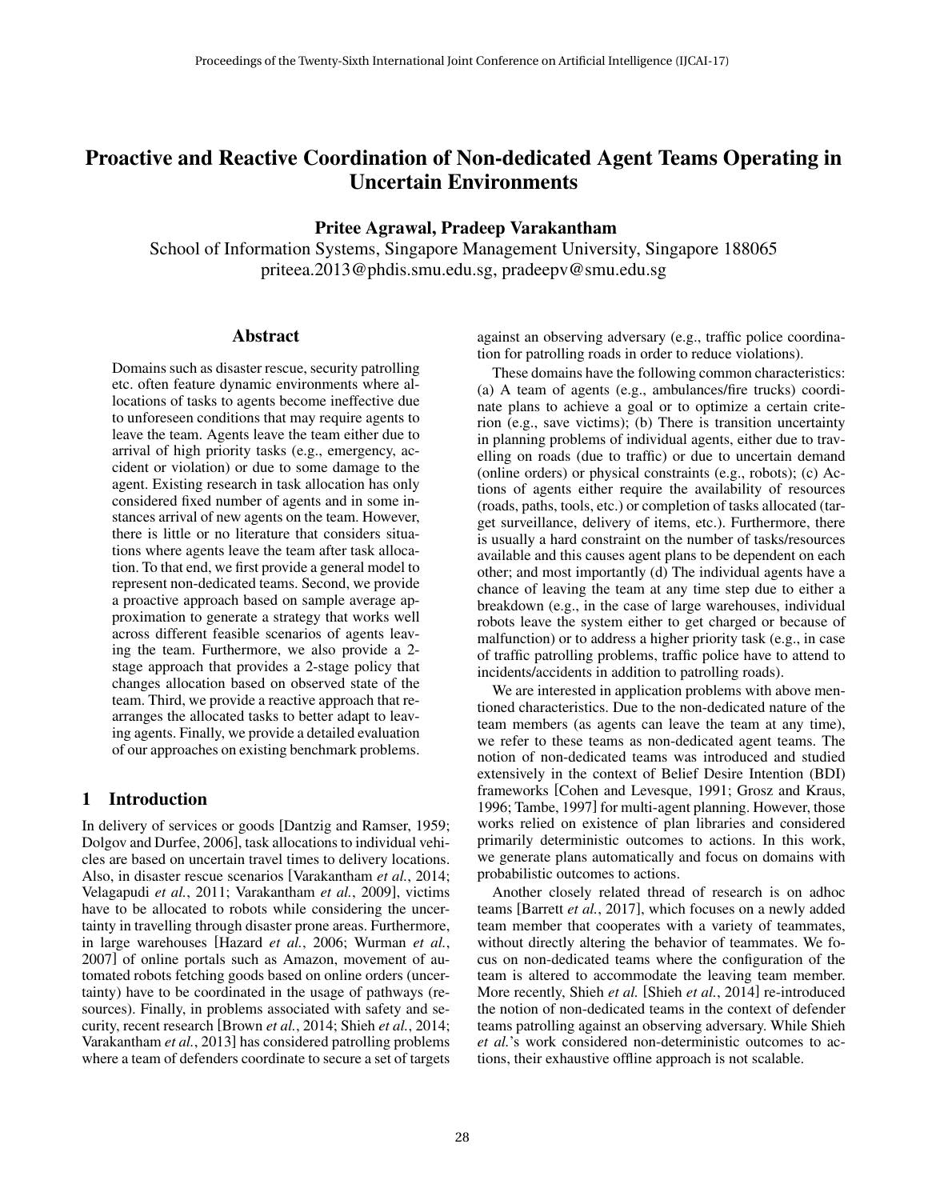# Proactive and Reactive Coordination of Non-dedicated Agent Teams Operating in Uncertain Environments

**Pritee Agrawal, Pradeep Varakantham**

School of Information Systems, Singapore Management University, Singapore 188065
priteea.2013@phdis.smu.edu.sg, pradeepv@smu.edu.sg

## Abstract

Domains such as disaster rescue, security patrolling etc. often feature dynamic environments where allocations of tasks to agents become ineffective due to unforeseen conditions that may require agents to leave the team. Agents leave the team either due to arrival of high priority tasks (e.g., emergency, accident or violation) or due to some damage to the agent. Existing research in task allocation has only considered fixed number of agents and in some instances arrival of new agents on the team. However, there is little or no literature that considers situations where agents leave the team after task allocation. To that end, we first provide a general model to represent non-dedicated teams. Second, we provide a proactive approach based on sample average approximation to generate a strategy that works well across different feasible scenarios of agents leaving the team. Furthermore, we also provide a 2-stage approach that provides a 2-stage policy that changes allocation based on observed state of the team. Third, we provide a reactive approach that rearranges the allocated tasks to better adapt to leaving agents. Finally, we provide a detailed evaluation of our approaches on existing benchmark problems.

## 1 Introduction

In delivery of services or goods [Dantzig and Ramser, 1959; Dolgov and Durfee, 2006], task allocations to individual vehicles are based on uncertain travel times to delivery locations. Also, in disaster rescue scenarios [Varakantham *et al.*, 2014; Velagapudi *et al.*, 2011; Varakantham *et al.*, 2009], victims have to be allocated to robots while considering the uncertainty in travelling through disaster prone areas. Furthermore, in large warehouses [Hazard *et al.*, 2006; Wurman *et al.*, 2007] of online portals such as Amazon, movement of automated robots fetching goods based on online orders (uncertainty) have to be coordinated in the usage of pathways (resources). Finally, in problems associated with safety and security, recent research [Brown *et al.*, 2014; Shieh *et al.*, 2014; Varakantham *et al.*, 2013] has considered patrolling problems where a team of defenders coordinate to secure a set of targets against an observing adversary (e.g., traffic police coordination for patrolling roads in order to reduce violations).

These domains have the following common characteristics: (a) A team of agents (e.g., ambulances/fire trucks) coordinate plans to achieve a goal or to optimize a certain criterion (e.g., save victims); (b) There is transition uncertainty in planning problems of individual agents, either due to travelling on roads (due to traffic) or due to uncertain demand (online orders) or physical constraints (e.g., robots); (c) Actions of agents either require the availability of resources (roads, paths, tools, etc.) or completion of tasks allocated (target surveillance, delivery of items, etc.). Furthermore, there is usually a hard constraint on the number of tasks/resources available and this causes agent plans to be dependent on each other; and most importantly (d) The individual agents have a chance of leaving the team at any time step due to either a breakdown (e.g., in the case of large warehouses, individual robots leave the system either to get charged or because of malfunction) or to address a higher priority task (e.g., in case of traffic patrolling problems, traffic police have to attend to incidents/accidents in addition to patrolling roads).

We are interested in application problems with above mentioned characteristics. Due to the non-dedicated nature of the team members (as agents can leave the team at any time), we refer to these teams as non-dedicated agent teams. The notion of non-dedicated teams was introduced and studied extensively in the context of Belief Desire Intention (BDI) frameworks [Cohen and Levesque, 1991; Grosz and Kraus, 1996; Tambe, 1997] for multi-agent planning. However, those works relied on existence of plan libraries and considered primarily deterministic outcomes to actions. In this work, we generate plans automatically and focus on domains with probabilistic outcomes to actions.

Another closely related thread of research is on adhoc teams [Barrett *et al.*, 2017], which focuses on a newly added team member that cooperates with a variety of teammates, without directly altering the behavior of teammates. We focus on non-dedicated teams where the configuration of the team is altered to accommodate the leaving team member. More recently, Shieh *et al.* [Shieh *et al.*, 2014] re-introduced the notion of non-dedicated teams in the context of defender teams patrolling against an observing adversary. While Shieh *et al.*'s work considered non-deterministic outcomes to actions, their exhaustive offline approach is not scalable.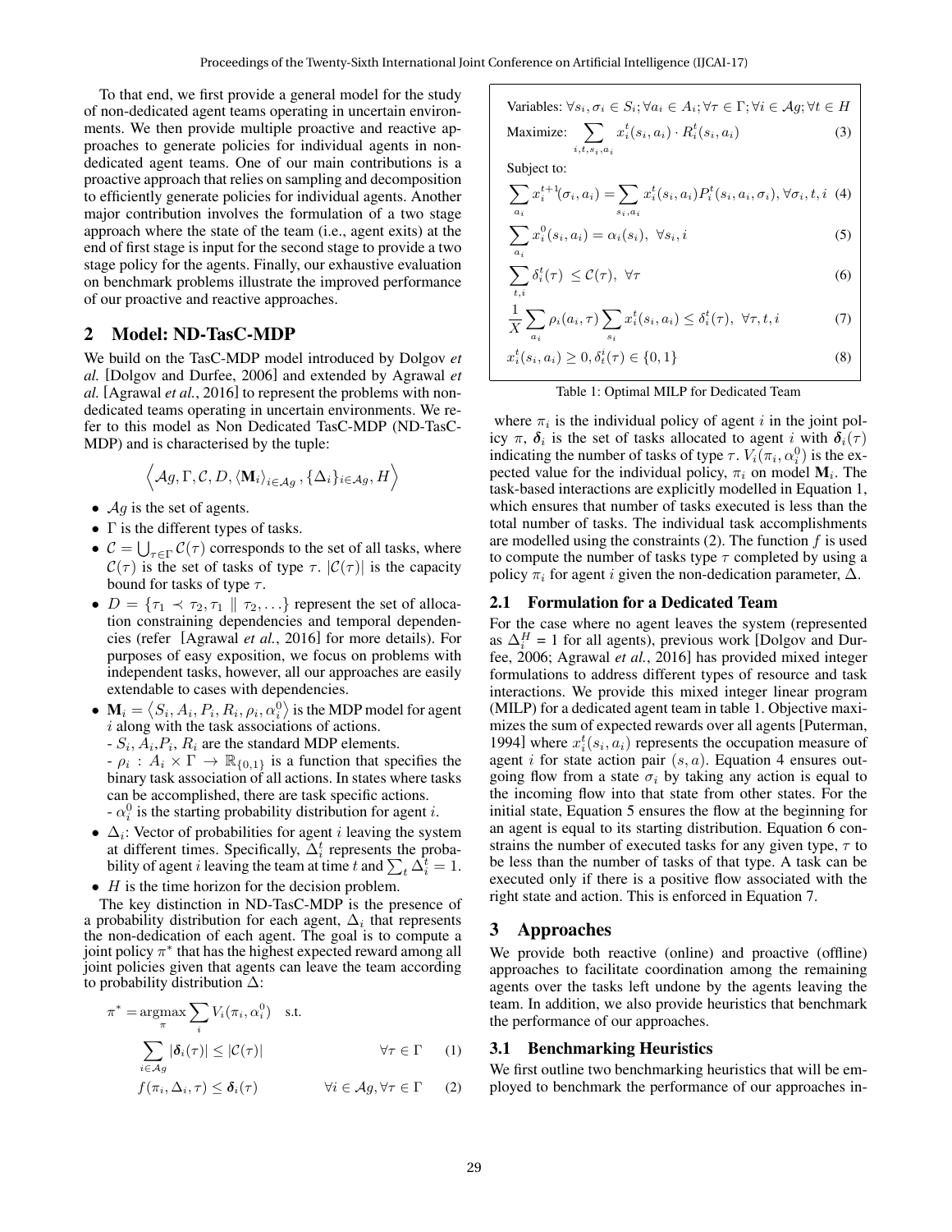To that end, we first provide a general model for the study of non-dedicated agent teams operating in uncertain environments. We then provide multiple proactive and reactive approaches to generate policies for individual agents in non-dedicated agent teams. One of our main contributions is a proactive approach that relies on sampling and decomposition to efficiently generate policies for individual agents. Another major contribution involves the formulation of a two stage approach where the state of the team (i.e., agent exits) at the end of first stage is input for the second stage to provide a two stage policy for the agents. Finally, our exhaustive evaluation on benchmark problems illustrate the improved performance of our proactive and reactive approaches.

## 2 Model: ND-TasC-MDP

We build on the TasC-MDP model introduced by Dolgov *et al.* [Dolgov and Durfee, 2006] and extended by Agrawal *et al.* [Agrawal *et al.*, 2016] to represent the problems with non-dedicated teams operating in uncertain environments. We refer to this model as Non Dedicated TasC-MDP (ND-TasC-MDP) and is characterised by the tuple:

$$\left\langle \mathcal{A}g, \Gamma, \mathcal{C}, D, \langle \mathbf{M}_i \rangle_{i \in \mathcal{A}g}, \{\Delta_i\}_{i \in \mathcal{A}g}, H \right\rangle$$

- $\mathcal{A}g$ is the set of agents.
- $\Gamma$ is the different types of tasks.
- $\mathcal{C} = \bigcup_{\tau \in \Gamma} \mathcal{C}(\tau)$ corresponds to the set of all tasks, where $\mathcal{C}(\tau)$ is the set of tasks of type $\tau$. $|\mathcal{C}(\tau)|$ is the capacity bound for tasks of type $\tau$.
- $D = \{\tau_1 \prec \tau_2, \tau_1 \parallel \tau_2, \ldots\}$ represent the set of allocation constraining dependencies and temporal dependencies (refer [Agrawal *et al.*, 2016] for more details). For purposes of easy exposition, we focus on problems with independent tasks, however, all our approaches are easily extendable to cases with dependencies.
- $\mathbf{M}_i = \left\langle S_i, A_i, P_i, R_i, \rho_i, \alpha_i^0 \right\rangle$ is the MDP model for agent $i$ along with the task associations of actions.
  - $S_i, A_i, P_i, R_i$ are the standard MDP elements.
  - $\rho_i : A_i \times \Gamma \rightarrow \mathbb{R}_{\{0,1\}}$ is a function that specifies the binary task association of all actions. In states where tasks can be accomplished, there are task specific actions.
  - $\alpha_i^0$ is the starting probability distribution for agent $i$.
- $\Delta_i$: Vector of probabilities for agent $i$ leaving the system at different times. Specifically, $\Delta_i^t$ represents the probability of agent $i$ leaving the team at time $t$ and $\sum_t \Delta_i^t = 1$.
- $H$ is the time horizon for the decision problem.

The key distinction in ND-TasC-MDP is the presence of a probability distribution for each agent, $\Delta_i$ that represents the non-dedication of each agent. The goal is to compute a joint policy $\pi^*$ that has the highest expected reward among all joint policies given that agents can leave the team according to probability distribution $\Delta$:

$$\pi^* = \underset{\pi}{\operatorname{argmax}} \sum_i V_i(\pi_i, \alpha_i^0) \quad \text{s.t.}$$

$$\sum_{i \in \mathcal{A}g} |\boldsymbol{\delta}_i(\tau)| \leq |\mathcal{C}(\tau)| \qquad \forall \tau \in \Gamma \qquad (1)$$

$$f(\pi_i, \Delta_i, \tau) \leq \boldsymbol{\delta}_i(\tau) \qquad \forall i \in \mathcal{A}g, \forall \tau \in \Gamma \qquad (2)$$

Variables: $\forall s_i, \sigma_i \in S_i; \forall a_i \in A_i; \forall \tau \in \Gamma; \forall i \in \mathcal{A}g; \forall t \in H$

$$\text{Maximize:} \sum_{i,t,s_i,a_i} x_i^t(s_i, a_i) \cdot R_i^t(s_i, a_i) \qquad (3)$$

Subject to:

$$\sum_{a_i} x_i^{t+1}(\sigma_i, a_i) = \sum_{s_i, a_i} x_i^t(s_i, a_i) P_i^t(s_i, a_i, \sigma_i), \forall \sigma_i, t, i \quad (4)$$

$$\sum_{a_i} x_i^0(s_i, a_i) = \alpha_i(s_i), \ \forall s_i, i \qquad (5)$$

$$\sum_{t,i} \delta_i^t(\tau) \leq \mathcal{C}(\tau), \ \forall \tau \qquad (6)$$

$$\frac{1}{X} \sum_{a_i} \rho_i(a_i, \tau) \sum_{s_i} x_i^t(s_i, a_i) \leq \delta_i^t(\tau), \ \forall \tau, t, i \qquad (7)$$

$$x_i^t(s_i, a_i) \geq 0, \delta_t^i(\tau) \in \{0, 1\} \qquad (8)$$

Table 1: Optimal MILP for Dedicated Team

where $\pi_i$ is the individual policy of agent $i$ in the joint policy $\pi$, $\boldsymbol{\delta}_i$ is the set of tasks allocated to agent $i$ with $\boldsymbol{\delta}_i(\tau)$ indicating the number of tasks of type $\tau$. $V_i(\pi_i, \alpha_i^0)$ is the expected value for the individual policy, $\pi_i$ on model $\mathbf{M}_i$. The task-based interactions are explicitly modelled in Equation 1, which ensures that number of tasks executed is less than the total number of tasks. The individual task accomplishments are modelled using the constraints (2). The function $f$ is used to compute the number of tasks type $\tau$ completed by using a policy $\pi_i$ for agent $i$ given the non-dedication parameter, $\Delta$.

### 2.1 Formulation for a Dedicated Team

For the case where no agent leaves the system (represented as $\Delta_i^H = 1$ for all agents), previous work [Dolgov and Durfee, 2006; Agrawal *et al.*, 2016] has provided mixed integer formulations to address different types of resource and task interactions. We provide this mixed integer linear program (MILP) for a dedicated agent team in table 1. Objective maximizes the sum of expected rewards over all agents [Puterman, 1994] where $x_i^t(s_i, a_i)$ represents the occupation measure of agent $i$ for state action pair $(s, a)$. Equation 4 ensures outgoing flow from a state $\sigma_i$ by taking any action is equal to the incoming flow into that state from other states. For the initial state, Equation 5 ensures the flow at the beginning for an agent is equal to its starting distribution. Equation 6 constrains the number of executed tasks for any given type, $\tau$ to be less than the number of tasks of that type. A task can be executed only if there is a positive flow associated with the right state and action. This is enforced in Equation 7.

## 3 Approaches

We provide both reactive (online) and proactive (offline) approaches to facilitate coordination among the remaining agents over the tasks left undone by the agents leaving the team. In addition, we also provide heuristics that benchmark the performance of our approaches.

### 3.1 Benchmarking Heuristics

We first outline two benchmarking heuristics that will be employed to benchmark the performance of our approaches in-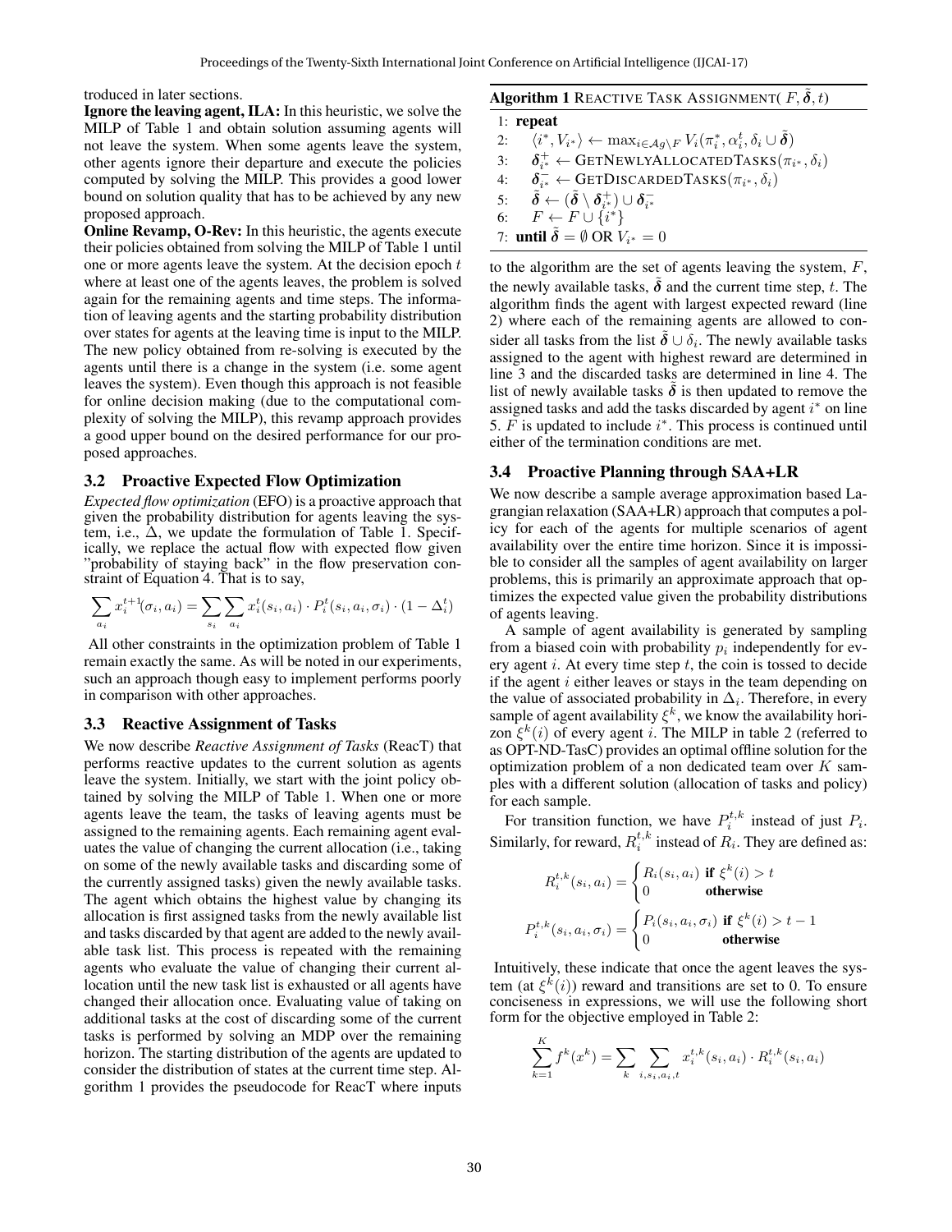troduced in later sections.

**Ignore the leaving agent, ILA:** In this heuristic, we solve the MILP of Table 1 and obtain solution assuming agents will not leave the system. When some agents leave the system, other agents ignore their departure and execute the policies computed by solving the MILP. This provides a good lower bound on solution quality that has to be achieved by any new proposed approach.

**Online Revamp, O-Rev:** In this heuristic, the agents execute their policies obtained from solving the MILP of Table 1 until one or more agents leave the system. At the decision epoch $t$ where at least one of the agents leaves, the problem is solved again for the remaining agents and time steps. The information of leaving agents and the starting probability distribution over states for agents at the leaving time is input to the MILP. The new policy obtained from re-solving is executed by the agents until there is a change in the system (i.e. some agent leaves the system). Even though this approach is not feasible for online decision making (due to the computational complexity of solving the MILP), this revamp approach provides a good upper bound on the desired performance for our proposed approaches.

### 3.2 Proactive Expected Flow Optimization

*Expected flow optimization* (EFO) is a proactive approach that given the probability distribution for agents leaving the system, i.e., $\Delta$, we update the formulation of Table 1. Specifically, we replace the actual flow with expected flow given "probability of staying back" in the flow preservation constraint of Equation 4. That is to say,

$$\sum_{a_i} x_i^{t+1}(\sigma_i, a_i) = \sum_{s_i} \sum_{a_i} x_i^t(s_i, a_i) \cdot P_i^t(s_i, a_i, \sigma_i) \cdot (1 - \Delta_i^t)$$

All other constraints in the optimization problem of Table 1 remain exactly the same. As will be noted in our experiments, such an approach though easy to implement performs poorly in comparison with other approaches.

### 3.3 Reactive Assignment of Tasks

We now describe *Reactive Assignment of Tasks* (ReacT) that performs reactive updates to the current solution as agents leave the system. Initially, we start with the joint policy obtained by solving the MILP of Table 1. When one or more agents leave the team, the tasks of leaving agents must be assigned to the remaining agents. Each remaining agent evaluates the value of changing the current allocation (i.e., taking on some of the newly available tasks and discarding some of the currently assigned tasks) given the newly available tasks. The agent which obtains the highest value by changing its allocation is first assigned tasks from the newly available list and tasks discarded by that agent are added to the newly available task list. This process is repeated with the remaining agents who evaluate the value of changing their current allocation until the new task list is exhausted or all agents have changed their allocation once. Evaluating value of taking on additional tasks at the cost of discarding some of the current tasks is performed by solving an MDP over the remaining horizon. The starting distribution of the agents are updated to consider the distribution of states at the current time step. Algorithm 1 provides the pseudocode for ReacT where inputs to the algorithm are the set of agents leaving the system, $F$, the newly available tasks, $\tilde{\boldsymbol{\delta}}$ and the current time step, $t$. The algorithm finds the agent with largest expected reward (line 2) where each of the remaining agents are allowed to consider all tasks from the list $\tilde{\boldsymbol{\delta}} \cup \delta_i$. The newly available tasks assigned to the agent with highest reward are determined in line 3 and the discarded tasks are determined in line 4. The list of newly available tasks $\tilde{\boldsymbol{\delta}}$ is then updated to remove the assigned tasks and add the tasks discarded by agent $i^*$ on line 5. $F$ is updated to include $i^*$. This process is continued until either of the termination conditions are met.

**Algorithm 1** REACTIVE TASK ASSIGNMENT( $F, \tilde{\boldsymbol{\delta}}, t$)

```
1: repeat
2:    ⟨i*, V_{i*}⟩ ← max_{i ∈ Ag \ F} V_i(π_i*, α_i^t, δ_i ∪ δ̃)
3:    δ_{i*}^+ ← GETNEWLYALLOCATEDTASKS(π_{i*}, δ_i)
4:    δ_{i*}^- ← GETDISCARDEDTASKS(π_{i*}, δ_i)
5:    δ̃ ← (δ̃ \ δ_{i*}^+) ∪ δ_{i*}^-
6:    F ← F ∪ {i*}
7: until δ̃ = ∅ OR V_{i*} = 0
```

### 3.4 Proactive Planning through SAA+LR

We now describe a sample average approximation based Lagrangian relaxation (SAA+LR) approach that computes a policy for each of the agents for multiple scenarios of agent availability over the entire time horizon. Since it is impossible to consider all the samples of agent availability on larger problems, this is primarily an approximate approach that optimizes the expected value given the probability distributions of agents leaving.

A sample of agent availability is generated by sampling from a biased coin with probability $p_i$ independently for every agent $i$. At every time step $t$, the coin is tossed to decide if the agent $i$ either leaves or stays in the team depending on the value of associated probability in $\Delta_i$. Therefore, in every sample of agent availability $\xi^k$, we know the availability horizon $\xi^k(i)$ of every agent $i$. The MILP in table 2 (referred to as OPT-ND-TasC) provides an optimal offline solution for the optimization problem of a non dedicated team over $K$ samples with a different solution (allocation of tasks and policy) for each sample.

For transition function, we have $P_i^{t,k}$ instead of just $P_i$. Similarly, for reward, $R_i^{t,k}$ instead of $R_i$. They are defined as:

$$R_i^{t,k}(s_i, a_i) = \begin{cases} R_i(s_i, a_i) & \textbf{if } \xi^k(i) > t \\ 0 & \textbf{otherwise} \end{cases}$$

$$P_i^{t,k}(s_i, a_i, \sigma_i) = \begin{cases} P_i(s_i, a_i, \sigma_i) & \textbf{if } \xi^k(i) > t - 1 \\ 0 & \textbf{otherwise} \end{cases}$$

Intuitively, these indicate that once the agent leaves the system (at $\xi^k(i)$) reward and transitions are set to 0. To ensure conciseness in expressions, we will use the following short form for the objective employed in Table 2:

$$\sum_{k=1}^{K} f^k(x^k) = \sum_k \sum_{i, s_i, a_i, t} x_i^{t,k}(s_i, a_i) \cdot R_i^{t,k}(s_i, a_i)$$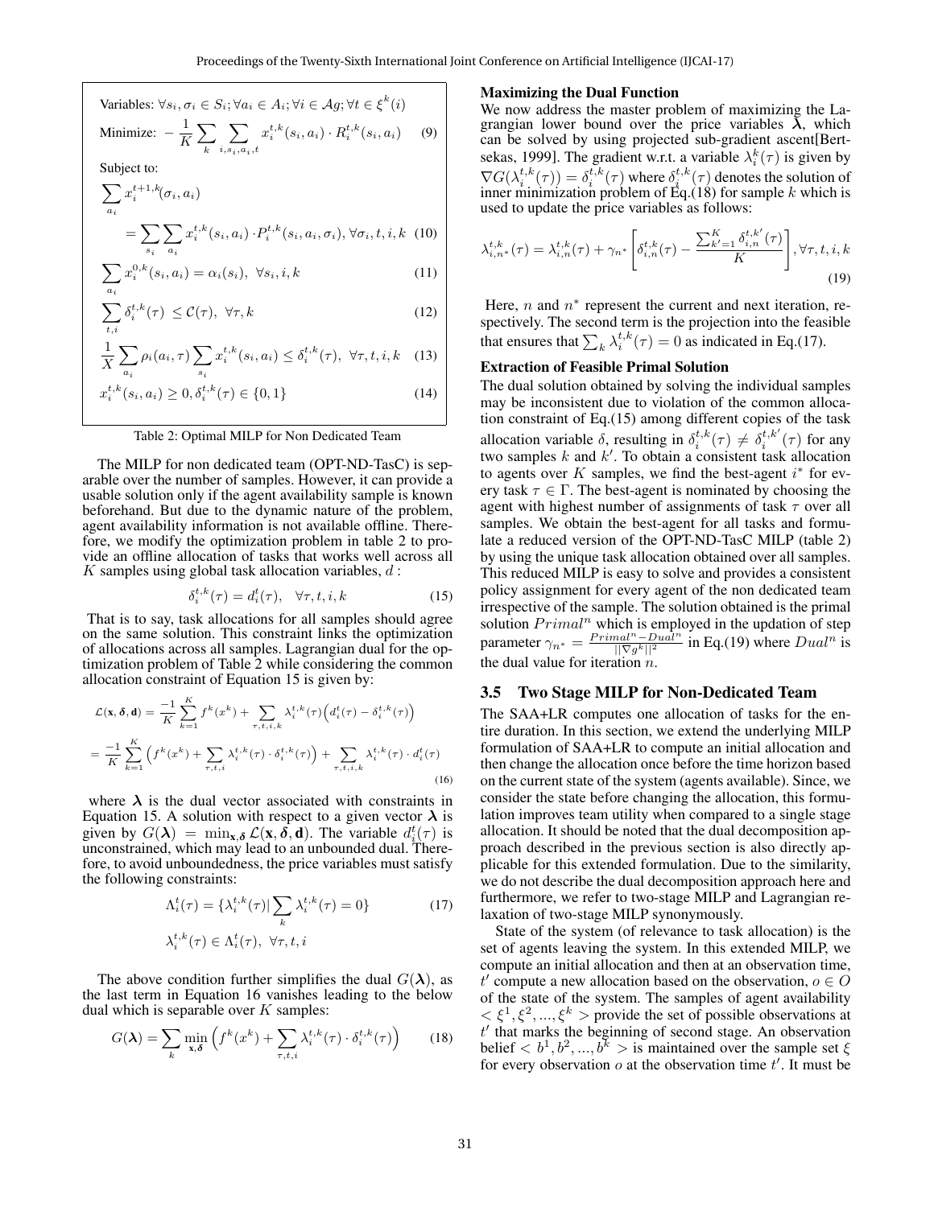Variables: $\forall s_i, \sigma_i \in S_i; \forall a_i \in A_i; \forall i \in \mathcal{A}g; \forall t \in \xi^k(i)$

Minimize: $$-\frac{1}{K}\sum_k \sum_{i,s_i,a_i,t} x_i^{t,k}(s_i,a_i)\cdot R_i^{t,k}(s_i,a_i) \quad (9)$$

Subject to:

$$\sum_{a_i} x_i^{t+1,k}(\sigma_i,a_i) = \sum_{s_i}\sum_{a_i} x_i^{t,k}(s_i,a_i)\cdot P_i^{t,k}(s_i,a_i,\sigma_i), \forall \sigma_i,t,i,k \quad (10)$$

$$\sum_{a_i} x_i^{0,k}(s_i,a_i) = \alpha_i(s_i),\ \forall s_i,i,k \quad (11)$$

$$\sum_{t,i} \delta_i^{t,k}(\tau) \le \mathcal{C}(\tau),\ \forall \tau,k \quad (12)$$

$$\frac{1}{X}\sum_{a_i}\rho_i(a_i,\tau)\sum_{s_i} x_i^{t,k}(s_i,a_i) \le \delta_i^{t,k}(\tau),\ \forall \tau,t,i,k \quad (13)$$

$$x_i^{t,k}(s_i,a_i) \ge 0, \delta_i^{t,k}(\tau) \in \{0,1\} \quad (14)$$

Table 2: Optimal MILP for Non Dedicated Team

The MILP for non dedicated team (OPT-ND-TasC) is separable over the number of samples. However, it can provide a usable solution only if the agent availability sample is known beforehand. But due to the dynamic nature of the problem, agent availability information is not available offline. Therefore, we modify the optimization problem in table 2 to provide an offline allocation of tasks that works well across all $K$ samples using global task allocation variables, $d$ :

$$\delta_i^{t,k}(\tau) = d_i^t(\tau), \quad \forall \tau, t, i, k \quad (15)$$

That is to say, task allocations for all samples should agree on the same solution. This constraint links the optimization of allocations across all samples. Lagrangian dual for the optimization problem of Table 2 while considering the common allocation constraint of Equation 15 is given by:

$$\mathcal{L}(\mathbf{x},\boldsymbol{\delta},\mathbf{d}) = \frac{-1}{K}\sum_{k=1}^{K} f^k(x^k) + \sum_{\tau,t,i,k}\lambda_i^{t,k}(\tau)\Big(d_i^t(\tau) - \delta_i^{t,k}(\tau)\Big)$$
$$= \frac{-1}{K}\sum_{k=1}^{K}\Big(f^k(x^k) + \sum_{\tau,t,i}\lambda_i^{t,k}(\tau)\cdot\delta_i^{t,k}(\tau)\Big) + \sum_{\tau,t,i,k}\lambda_i^{t,k}(\tau)\cdot d_i^t(\tau) \quad (16)$$

where $\boldsymbol{\lambda}$ is the dual vector associated with constraints in Equation 15. A solution with respect to a given vector $\boldsymbol{\lambda}$ is given by $G(\boldsymbol{\lambda}) = \min_{\mathbf{x},\boldsymbol{\delta}} \mathcal{L}(\mathbf{x},\boldsymbol{\delta},\mathbf{d})$. The variable $d_i^t(\tau)$ is unconstrained, which may lead to an unbounded dual. Therefore, to avoid unboundedness, the price variables must satisfy the following constraints:

$$\Lambda_i^t(\tau) = \{\lambda_i^{t,k}(\tau) | \sum_k \lambda_i^{t,k}(\tau) = 0\} \quad (17)$$
$$\lambda_i^{t,k}(\tau) \in \Lambda_i^t(\tau),\ \forall \tau,t,i$$

The above condition further simplifies the dual $G(\boldsymbol{\lambda})$, as the last term in Equation 16 vanishes leading to the below dual which is separable over $K$ samples:

$$G(\boldsymbol{\lambda}) = \sum_k \min_{\mathbf{x},\boldsymbol{\delta}}\Big(f^k(x^k) + \sum_{\tau,t,i}\lambda_i^{t,k}(\tau)\cdot\delta_i^{t,k}(\tau)\Big) \quad (18)$$

**Maximizing the Dual Function**

We now address the master problem of maximizing the Lagrangian lower bound over the price variables $\boldsymbol{\lambda}$, which can be solved by using projected sub-gradient ascent[Bertsekas, 1999]. The gradient w.r.t. a variable $\lambda_i^k(\tau)$ is given by $\nabla G(\lambda_i^{t,k}(\tau)) = \delta_i^{t,k}(\tau)$ where $\delta_i^{t,k}(\tau)$ denotes the solution of inner minimization problem of Eq.(18) for sample $k$ which is used to update the price variables as follows:

$$\lambda_{i,n^*}^{t,k}(\tau) = \lambda_{i,n}^{t,k}(\tau) + \gamma_{n^*}\left[\delta_{i,n}^{t,k}(\tau) - \frac{\sum_{k'=1}^{K}\delta_{i,n}^{t,k'}(\tau)}{K}\right], \forall \tau,t,i,k \quad (19)$$

Here, $n$ and $n^*$ represent the current and next iteration, respectively. The second term is the projection into the feasible that ensures that $\sum_k \lambda_i^{t,k}(\tau) = 0$ as indicated in Eq.(17).

**Extraction of Feasible Primal Solution**

The dual solution obtained by solving the individual samples may be inconsistent due to violation of the common allocation constraint of Eq.(15) among different copies of the task allocation variable $\delta$, resulting in $\delta_i^{t,k}(\tau) \ne \delta_i^{t,k'}(\tau)$ for any two samples $k$ and $k'$. To obtain a consistent task allocation to agents over $K$ samples, we find the best-agent $i^*$ for every task $\tau \in \Gamma$. The best-agent is nominated by choosing the agent with highest number of assignments of task $\tau$ over all samples. We obtain the best-agent for all tasks and formulate a reduced version of the OPT-ND-TasC MILP (table 2) by using the unique task allocation obtained over all samples. This reduced MILP is easy to solve and provides a consistent policy assignment for every agent of the non dedicated team irrespective of the sample. The solution obtained is the primal solution $Primal^n$ which is employed in the updation of step parameter $\gamma_{n^*} = \frac{Primal^n - Dual^n}{||\nabla g^k||^2}$ in Eq.(19) where $Dual^n$ is the dual value for iteration $n$.

## 3.5 Two Stage MILP for Non-Dedicated Team

The SAA+LR computes one allocation of tasks for the entire duration. In this section, we extend the underlying MILP formulation of SAA+LR to compute an initial allocation and then change the allocation once before the time horizon based on the current state of the system (agents available). Since, we consider the state before changing the allocation, this formulation improves team utility when compared to a single stage allocation. It should be noted that the dual decomposition approach described in the previous section is also directly applicable for this extended formulation. Due to the similarity, we do not describe the dual decomposition approach here and furthermore, we refer to two-stage MILP and Lagrangian relaxation of two-stage MILP synonymously.

State of the system (of relevance to task allocation) is the set of agents leaving the system. In this extended MILP, we compute an initial allocation and then at an observation time, $t'$ compute a new allocation based on the observation, $o \in O$ of the state of the system. The samples of agent availability $< \xi^1, \xi^2, ..., \xi^k >$ provide the set of possible observations at $t'$ that marks the beginning of second stage. An observation belief $< b^1, b^2, ..., b^k >$ is maintained over the sample set $\xi$ for every observation $o$ at the observation time $t'$. It must be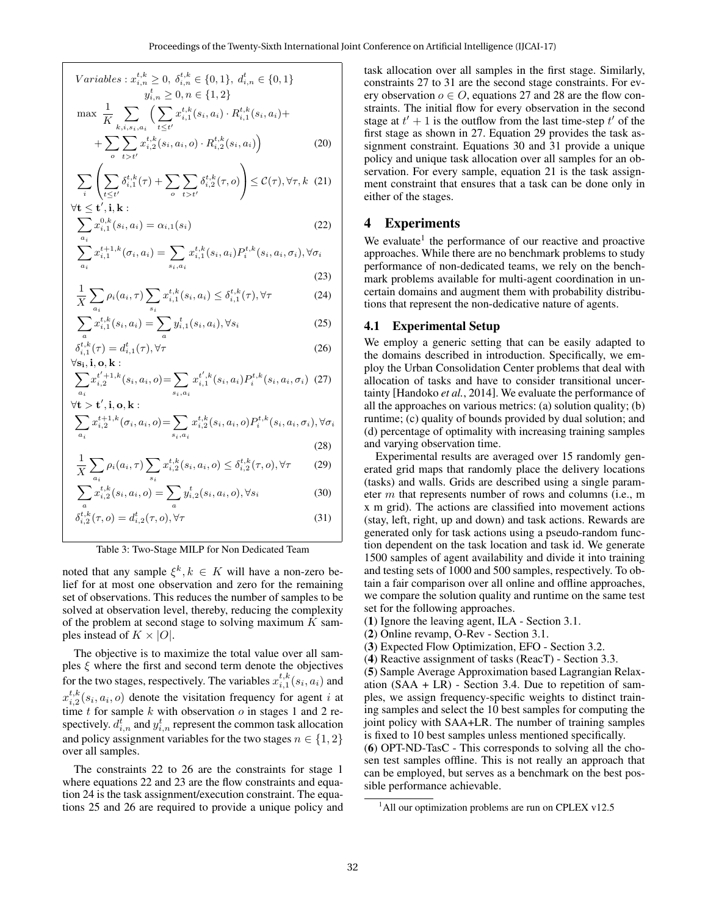$$Variables: x_{i,n}^{t,k} \geq 0,\ \delta_{i,n}^{t,k} \in \{0,1\},\ d_{i,n}^{t} \in \{0,1\}$$
$$y_{i,n}^{t} \geq 0, n \in \{1,2\}$$

$$\max\ \frac{1}{K} \sum_{k,i,s_i,a_i} \Big( \sum_{t \leq t'} x_{i,1}^{t,k}(s_i,a_i) \cdot R_{i,1}^{t,k}(s_i,a_i) + \\ + \sum_{o} \sum_{t > t'} x_{i,2}^{t,k}(s_i,a_i,o) \cdot R_{i,2}^{t,k}(s_i,a_i) \Big) \tag{20}$$

$$\sum_{i} \left( \sum_{t \leq t'} \delta_{i,1}^{t,k}(\tau) + \sum_{o} \sum_{t > t'} \delta_{i,2}^{t,k}(\tau, o) \right) \leq \mathcal{C}(\tau), \forall \tau, k \tag{21}$$

$\forall \mathbf{t} \leq \mathbf{t'}, \mathbf{i}, \mathbf{k}:$

$$\sum_{a_i} x_{i,1}^{0,k}(s_i,a_i) = \alpha_{i,1}(s_i) \tag{22}$$

$$\sum_{a_i} x_{i,1}^{t+1,k}(\sigma_i,a_i) = \sum_{s_i,a_i} x_{i,1}^{t,k}(s_i,a_i) P_i^{t,k}(s_i,a_i,\sigma_i), \forall \sigma_i \tag{23}$$

$$\frac{1}{X} \sum_{a_i} \rho_i(a_i,\tau) \sum_{s_i} x_{i,1}^{t,k}(s_i,a_i) \leq \delta_{i,1}^{t,k}(\tau), \forall \tau \tag{24}$$

$$\sum_{a} x_{i,1}^{t,k}(s_i,a_i) = \sum_{a} y_{i,1}^{t}(s_i,a_i), \forall s_i \tag{25}$$

$$\delta_{i,1}^{t,k}(\tau) = d_{i,1}^{t}(\tau), \forall \tau \tag{26}$$

$\forall \mathbf{s_i}, \mathbf{i}, \mathbf{o}, \mathbf{k}:$

$$\sum_{a_i} x_{i,2}^{t'+1,k}(s_i,a_i,o) = \sum_{s_i,a_i} x_{i,1}^{t',k}(s_i,a_i) P_i^{t,k}(s_i,a_i,\sigma_i) \tag{27}$$

$\forall \mathbf{t} > \mathbf{t'}, \mathbf{i}, \mathbf{o}, \mathbf{k}:$

$$\sum_{a_i} x_{i,2}^{t+1,k}(\sigma_i,a_i,o) = \sum_{s_i,a_i} x_{i,2}^{t,k}(s_i,a_i,o) P_i^{t,k}(s_i,a_i,\sigma_i), \forall \sigma_i \tag{28}$$

$$\frac{1}{X} \sum_{a_i} \rho_i(a_i,\tau) \sum_{s_i} x_{i,2}^{t,k}(s_i,a_i,o) \leq \delta_{i,2}^{t,k}(\tau,o), \forall \tau \tag{29}$$

$$\sum_{a} x_{i,2}^{t,k}(s_i,a_i,o) = \sum_{a} y_{i,2}^{t}(s_i,a_i,o), \forall s_i \tag{30}$$

$$\delta_{i,2}^{t,k}(\tau,o) = d_{i,2}^{t}(\tau,o), \forall \tau \tag{31}$$

Table 3: Two-Stage MILP for Non Dedicated Team

noted that any sample $\xi^k, k \in K$ will have a non-zero belief for at most one observation and zero for the remaining set of observations. This reduces the number of samples to be solved at observation level, thereby, reducing the complexity of the problem at second stage to solving maximum $K$ samples instead of $K \times |O|$.

The objective is to maximize the total value over all samples $\xi$ where the first and second term denote the objectives for the two stages, respectively. The variables $x_{i,1}^{t,k}(s_i,a_i)$ and $x_{i,2}^{t,k}(s_i,a_i,o)$ denote the visitation frequency for agent $i$ at time $t$ for sample $k$ with observation $o$ in stages 1 and 2 respectively. $d_{i,n}^{t}$ and $y_{i,n}^{t}$ represent the common task allocation and policy assignment variables for the two stages $n \in \{1,2\}$ over all samples.

The constraints 22 to 26 are the constraints for stage 1 where equations 22 and 23 are the flow constraints and equation 24 is the task assignment/execution constraint. The equations 25 and 26 are required to provide a unique policy and task allocation over all samples in the first stage. Similarly, constraints 27 to 31 are the second stage constraints. For every observation $o \in O$, equations 27 and 28 are the flow constraints. The initial flow for every observation in the second stage at $t'+1$ is the outflow from the last time-step $t'$ of the first stage as shown in 27. Equation 29 provides the task assignment constraint. Equations 30 and 31 provide a unique policy and unique task allocation over all samples for an observation. For every sample, equation 21 is the task assignment constraint that ensures that a task can be done only in either of the stages.

# 4 Experiments

We evaluate[1] the performance of our reactive and proactive approaches. While there are no benchmark problems to study performance of non-dedicated teams, we rely on the benchmark problems available for multi-agent coordination in uncertain domains and augment them with probability distributions that represent the non-dedicative nature of agents.

## 4.1 Experimental Setup

We employ a generic setting that can be easily adapted to the domains described in introduction. Specifically, we employ the Urban Consolidation Center problems that deal with allocation of tasks and have to consider transitional uncertainty [Handoko *et al.*, 2014]. We evaluate the performance of all the approaches on various metrics: (a) solution quality; (b) runtime; (c) quality of bounds provided by dual solution; and (d) percentage of optimality with increasing training samples and varying observation time.

Experimental results are averaged over 15 randomly generated grid maps that randomly place the delivery locations (tasks) and walls. Grids are described using a single parameter $m$ that represents number of rows and columns (i.e., m x m grid). The actions are classified into movement actions (stay, left, right, up and down) and task actions. Rewards are generated only for task actions using a pseudo-random function dependent on the task location and task id. We generate 1500 samples of agent availability and divide it into training and testing sets of 1000 and 500 samples, respectively. To obtain a fair comparison over all online and offline approaches, we compare the solution quality and runtime on the same test set for the following approaches.

(**1**) Ignore the leaving agent, ILA - Section 3.1.
(**2**) Online revamp, O-Rev - Section 3.1.
(**3**) Expected Flow Optimization, EFO - Section 3.2.
(**4**) Reactive assignment of tasks (ReacT) - Section 3.3.
(**5**) Sample Average Approximation based Lagrangian Relaxation (SAA + LR) - Section 3.4. Due to repetition of samples, we assign frequency-specific weights to distinct training samples and select the 10 best samples for computing the joint policy with SAA+LR. The number of training samples is fixed to 10 best samples unless mentioned specifically.
(**6**) OPT-ND-TasC - This corresponds to solving all the chosen test samples offline. This is not really an approach that can be employed, but serves as a benchmark on the best possible performance achievable.

[1] All our optimization problems are run on CPLEX v12.5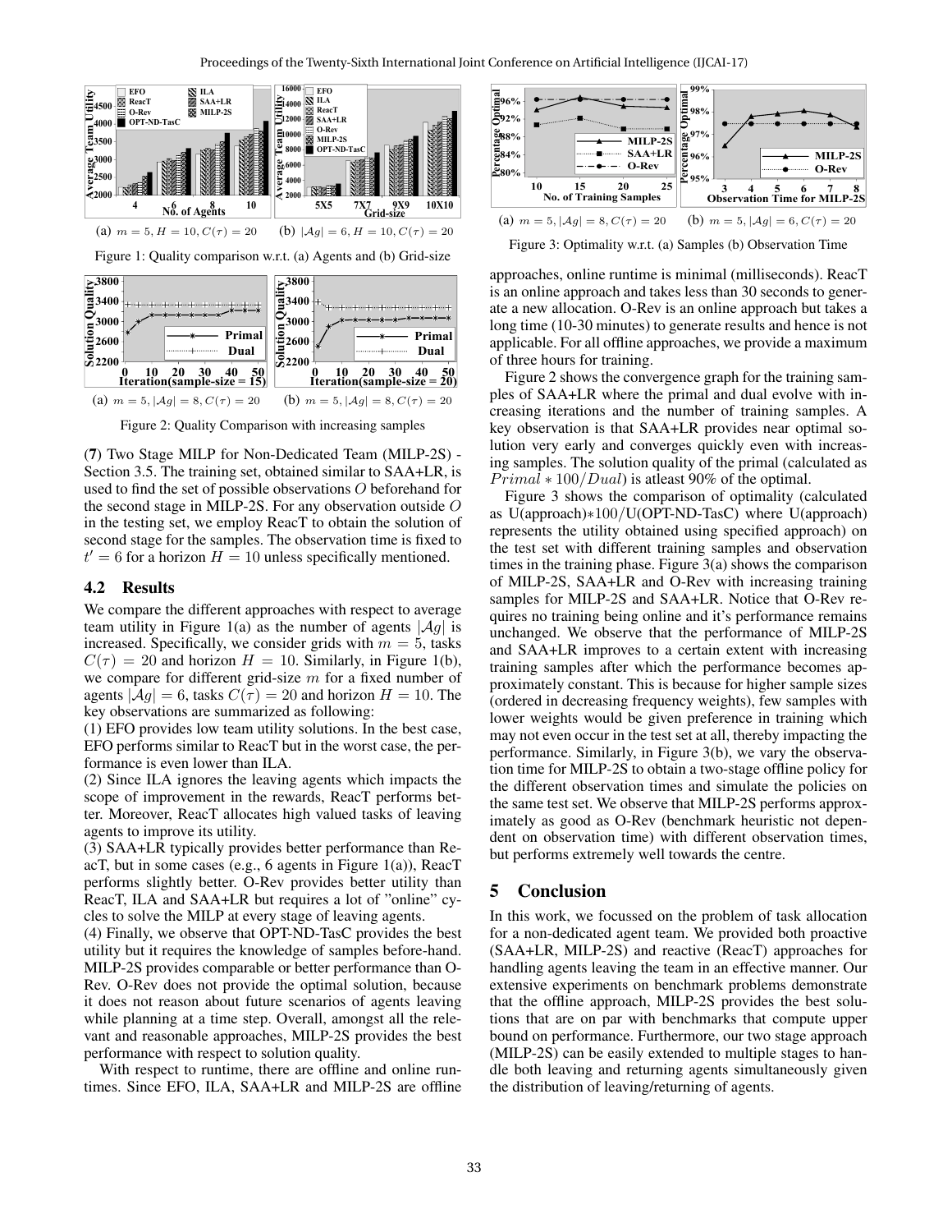(a) $m = 5, H = 10, C(\tau) = 20$ (b) $|\mathcal{A}g| = 6, H = 10, C(\tau) = 20$

Figure 1: Quality comparison w.r.t. (a) Agents and (b) Grid-size

(a) $m = 5, |\mathcal{A}g| = 8, C(\tau) = 20$ (b) $m = 5, |\mathcal{A}g| = 8, C(\tau) = 20$

Figure 2: Quality Comparison with increasing samples

(**7**) Two Stage MILP for Non-Dedicated Team (MILP-2S) - Section 3.5. The training set, obtained similar to SAA+LR, is used to find the set of possible observations $O$ beforehand for the second stage in MILP-2S. For any observation outside $O$ in the testing set, we employ ReacT to obtain the solution of second stage for the samples. The observation time is fixed to $t' = 6$ for a horizon $H = 10$ unless specifically mentioned.

### 4.2 Results

We compare the different approaches with respect to average team utility in Figure 1(a) as the number of agents $|\mathcal{A}g|$ is increased. Specifically, we consider grids with $m = 5$, tasks $C(\tau) = 20$ and horizon $H = 10$. Similarly, in Figure 1(b), we compare for different grid-size $m$ for a fixed number of agents $|\mathcal{A}g| = 6$, tasks $C(\tau) = 20$ and horizon $H = 10$. The key observations are summarized as following:

(1) EFO provides low team utility solutions. In the best case, EFO performs similar to ReacT but in the worst case, the performance is even lower than ILA.

(2) Since ILA ignores the leaving agents which impacts the scope of improvement in the rewards, ReacT performs better. Moreover, ReacT allocates high valued tasks of leaving agents to improve its utility.

(3) SAA+LR typically provides better performance than ReacT, but in some cases (e.g., 6 agents in Figure 1(a)), ReacT performs slightly better. O-Rev provides better utility than ReacT, ILA and SAA+LR but requires a lot of "online" cycles to solve the MILP at every stage of leaving agents.

(4) Finally, we observe that OPT-ND-TasC provides the best utility but it requires the knowledge of samples before-hand. MILP-2S provides comparable or better performance than O-Rev. O-Rev does not provide the optimal solution, because it does not reason about future scenarios of agents leaving while planning at a time step. Overall, amongst all the relevant and reasonable approaches, MILP-2S provides the best performance with respect to solution quality.

With respect to runtime, there are offline and online runtimes. Since EFO, ILA, SAA+LR and MILP-2S are offline approaches, online runtime is minimal (milliseconds). ReacT is an online approach and takes less than 30 seconds to generate a new allocation. O-Rev is an online approach but takes a long time (10-30 minutes) to generate results and hence is not applicable. For all offline approaches, we provide a maximum of three hours for training.

Figure 2 shows the convergence graph for the training samples of SAA+LR where the primal and dual evolve with increasing iterations and the number of training samples. A key observation is that SAA+LR provides near optimal solution very early and converges quickly even with increasing samples. The solution quality of the primal (calculated as $Primal * 100/Dual$) is atleast 90% of the optimal.

(a) $m = 5, |\mathcal{A}g| = 8, C(\tau) = 20$ (b) $m = 5, |\mathcal{A}g| = 6, C(\tau) = 20$

Figure 3: Optimality w.r.t. (a) Samples (b) Observation Time

Figure 3 shows the comparison of optimality (calculated as U(approach)$*100/$U(OPT-ND-TasC) where U(approach) represents the utility obtained using specified approach) on the test set with different training samples and observation times in the training phase. Figure 3(a) shows the comparison of MILP-2S, SAA+LR and O-Rev with increasing training samples for MILP-2S and SAA+LR. Notice that O-Rev requires no training being online and it's performance remains unchanged. We observe that the performance of MILP-2S and SAA+LR improves to a certain extent with increasing training samples after which the performance becomes approximately constant. This is because for higher sample sizes (ordered in decreasing frequency weights), few samples with lower weights would be given preference in training which may not even occur in the test set at all, thereby impacting the performance. Similarly, in Figure 3(b), we vary the observation time for MILP-2S to obtain a two-stage offline policy for the different observation times and simulate the policies on the same test set. We observe that MILP-2S performs approximately as good as O-Rev (benchmark heuristic not dependent on observation time) with different observation times, but performs extremely well towards the centre.

## 5 Conclusion

In this work, we focussed on the problem of task allocation for a non-dedicated agent team. We provided both proactive (SAA+LR, MILP-2S) and reactive (ReacT) approaches for handling agents leaving the team in an effective manner. Our extensive experiments on benchmark problems demonstrate that the offline approach, MILP-2S provides the best solutions that are on par with benchmarks that compute upper bound on performance. Furthermore, our two stage approach (MILP-2S) can be easily extended to multiple stages to handle both leaving and returning agents simultaneously given the distribution of leaving/returning of agents.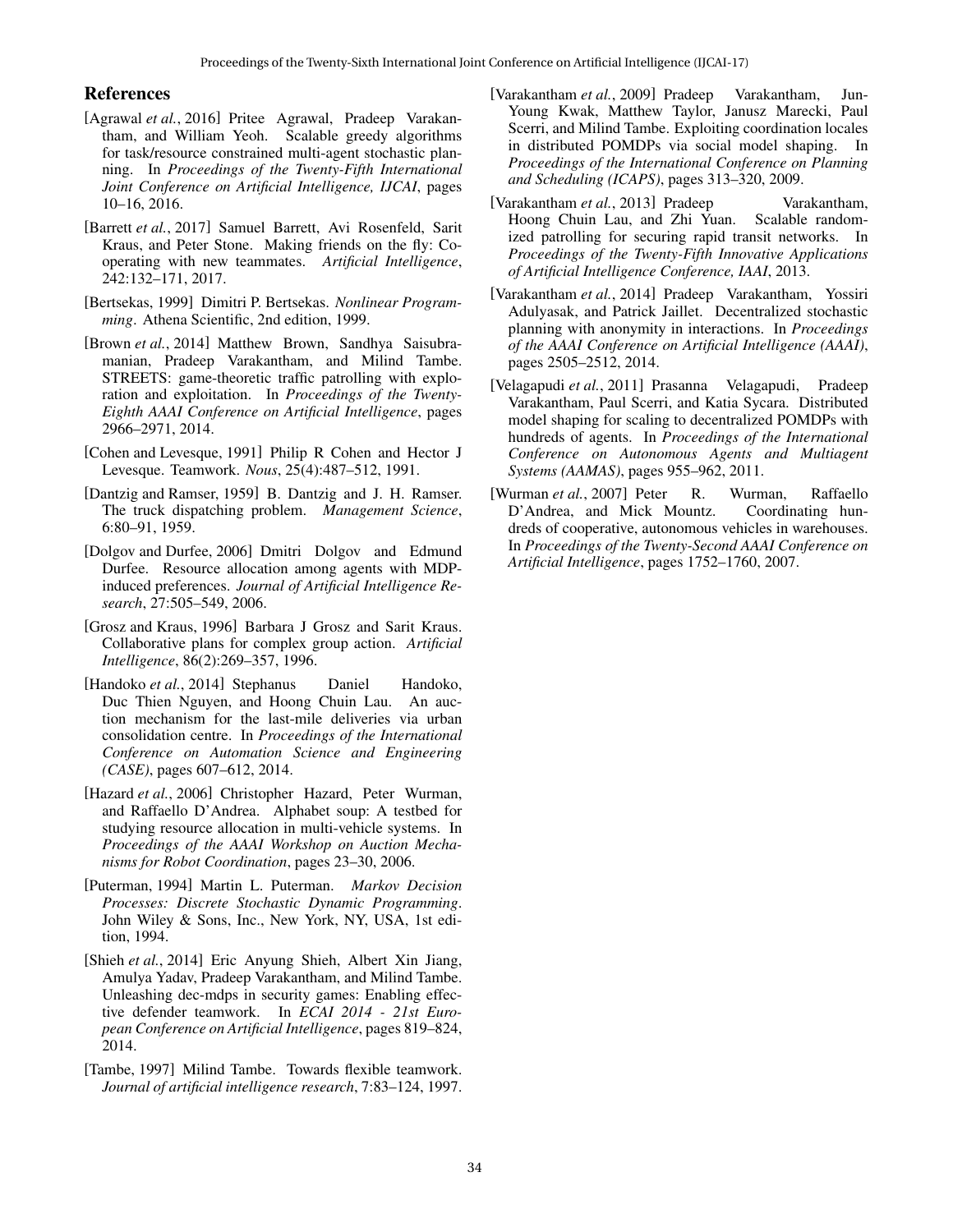## References

[Agrawal *et al.*, 2016] Pritee Agrawal, Pradeep Varakantham, and William Yeoh. Scalable greedy algorithms for task/resource constrained multi-agent stochastic planning. In *Proceedings of the Twenty-Fifth International Joint Conference on Artificial Intelligence, IJCAI*, pages 10–16, 2016.

[Barrett *et al.*, 2017] Samuel Barrett, Avi Rosenfeld, Sarit Kraus, and Peter Stone. Making friends on the fly: Cooperating with new teammates. *Artificial Intelligence*, 242:132–171, 2017.

[Bertsekas, 1999] Dimitri P. Bertsekas. *Nonlinear Programming*. Athena Scientific, 2nd edition, 1999.

[Brown *et al.*, 2014] Matthew Brown, Sandhya Saisubramanian, Pradeep Varakantham, and Milind Tambe. STREETS: game-theoretic traffic patrolling with exploration and exploitation. In *Proceedings of the Twenty-Eighth AAAI Conference on Artificial Intelligence*, pages 2966–2971, 2014.

[Cohen and Levesque, 1991] Philip R Cohen and Hector J Levesque. Teamwork. *Nous*, 25(4):487–512, 1991.

[Dantzig and Ramser, 1959] B. Dantzig and J. H. Ramser. The truck dispatching problem. *Management Science*, 6:80–91, 1959.

[Dolgov and Durfee, 2006] Dmitri Dolgov and Edmund Durfee. Resource allocation among agents with MDP-induced preferences. *Journal of Artificial Intelligence Research*, 27:505–549, 2006.

[Grosz and Kraus, 1996] Barbara J Grosz and Sarit Kraus. Collaborative plans for complex group action. *Artificial Intelligence*, 86(2):269–357, 1996.

[Handoko *et al.*, 2014] Stephanus Daniel Handoko, Duc Thien Nguyen, and Hoong Chuin Lau. An auction mechanism for the last-mile deliveries via urban consolidation centre. In *Proceedings of the International Conference on Automation Science and Engineering (CASE)*, pages 607–612, 2014.

[Hazard *et al.*, 2006] Christopher Hazard, Peter Wurman, and Raffaello D'Andrea. Alphabet soup: A testbed for studying resource allocation in multi-vehicle systems. In *Proceedings of the AAAI Workshop on Auction Mechanisms for Robot Coordination*, pages 23–30, 2006.

[Puterman, 1994] Martin L. Puterman. *Markov Decision Processes: Discrete Stochastic Dynamic Programming*. John Wiley & Sons, Inc., New York, NY, USA, 1st edition, 1994.

[Shieh *et al.*, 2014] Eric Anyung Shieh, Albert Xin Jiang, Amulya Yadav, Pradeep Varakantham, and Milind Tambe. Unleashing dec-mdps in security games: Enabling effective defender teamwork. In *ECAI 2014 - 21st European Conference on Artificial Intelligence*, pages 819–824, 2014.

[Tambe, 1997] Milind Tambe. Towards flexible teamwork. *Journal of artificial intelligence research*, 7:83–124, 1997.

[Varakantham *et al.*, 2009] Pradeep Varakantham, Jun-Young Kwak, Matthew Taylor, Janusz Marecki, Paul Scerri, and Milind Tambe. Exploiting coordination locales in distributed POMDPs via social model shaping. In *Proceedings of the International Conference on Planning and Scheduling (ICAPS)*, pages 313–320, 2009.

[Varakantham *et al.*, 2013] Pradeep Varakantham, Hoong Chuin Lau, and Zhi Yuan. Scalable randomized patrolling for securing rapid transit networks. In *Proceedings of the Twenty-Fifth Innovative Applications of Artificial Intelligence Conference, IAAI*, 2013.

[Varakantham *et al.*, 2014] Pradeep Varakantham, Yossiri Adulyasak, and Patrick Jaillet. Decentralized stochastic planning with anonymity in interactions. In *Proceedings of the AAAI Conference on Artificial Intelligence (AAAI)*, pages 2505–2512, 2014.

[Velagapudi *et al.*, 2011] Prasanna Velagapudi, Pradeep Varakantham, Paul Scerri, and Katia Sycara. Distributed model shaping for scaling to decentralized POMDPs with hundreds of agents. In *Proceedings of the International Conference on Autonomous Agents and Multiagent Systems (AAMAS)*, pages 955–962, 2011.

[Wurman *et al.*, 2007] Peter R. Wurman, Raffaello D'Andrea, and Mick Mountz. Coordinating hundreds of cooperative, autonomous vehicles in warehouses. In *Proceedings of the Twenty-Second AAAI Conference on Artificial Intelligence*, pages 1752–1760, 2007.